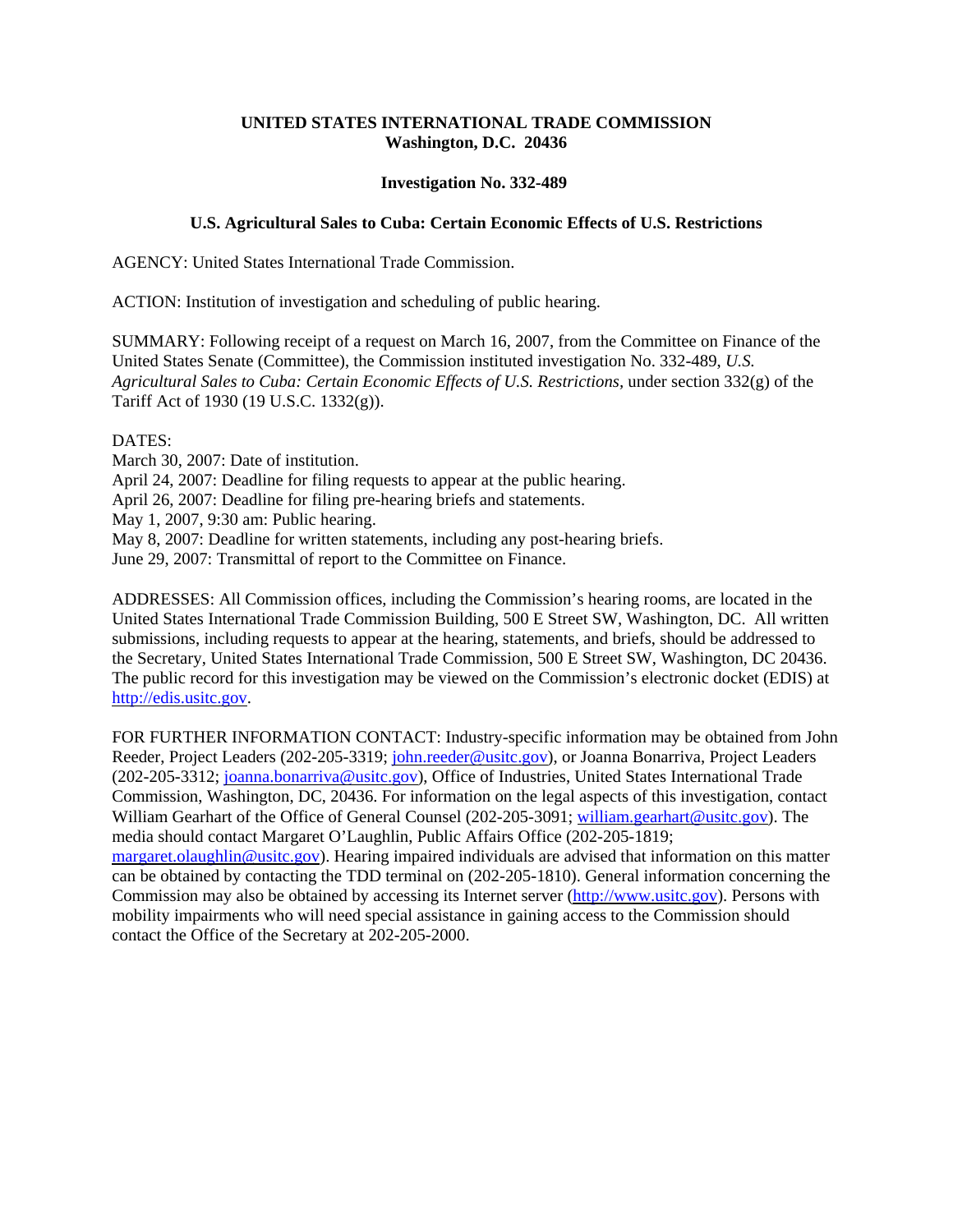**UNITED STATES INTERNATIONAL TRADE COMMISSION**
**Washington, D.C. 20436**

**Investigation No. 332-489**

**U.S. Agricultural Sales to Cuba: Certain Economic Effects of U.S. Restrictions**

AGENCY: United States International Trade Commission.

ACTION: Institution of investigation and scheduling of public hearing.

SUMMARY: Following receipt of a request on March 16, 2007, from the Committee on Finance of the United States Senate (Committee), the Commission instituted investigation No. 332-489, *U.S. Agricultural Sales to Cuba: Certain Economic Effects of U.S. Restrictions,* under section 332(g) of the Tariff Act of 1930 (19 U.S.C. 1332(g)).

DATES:
March 30, 2007: Date of institution.
April 24, 2007: Deadline for filing requests to appear at the public hearing.
April 26, 2007: Deadline for filing pre-hearing briefs and statements.
May 1, 2007, 9:30 am: Public hearing.
May 8, 2007: Deadline for written statements, including any post-hearing briefs.
June 29, 2007: Transmittal of report to the Committee on Finance.

ADDRESSES: All Commission offices, including the Commission's hearing rooms, are located in the United States International Trade Commission Building, 500 E Street SW, Washington, DC. All written submissions, including requests to appear at the hearing, statements, and briefs, should be addressed to the Secretary, United States International Trade Commission, 500 E Street SW, Washington, DC 20436. The public record for this investigation may be viewed on the Commission's electronic docket (EDIS) at http://edis.usitc.gov.

FOR FURTHER INFORMATION CONTACT: Industry-specific information may be obtained from John Reeder, Project Leaders (202-205-3319; john.reeder@usitc.gov), or Joanna Bonarriva, Project Leaders (202-205-3312; joanna.bonarriva@usitc.gov), Office of Industries, United States International Trade Commission, Washington, DC, 20436. For information on the legal aspects of this investigation, contact William Gearhart of the Office of General Counsel (202-205-3091; william.gearhart@usitc.gov). The media should contact Margaret O'Laughlin, Public Affairs Office (202-205-1819; margaret.olaughlin@usitc.gov). Hearing impaired individuals are advised that information on this matter can be obtained by contacting the TDD terminal on (202-205-1810). General information concerning the Commission may also be obtained by accessing its Internet server (http://www.usitc.gov). Persons with mobility impairments who will need special assistance in gaining access to the Commission should contact the Office of the Secretary at 202-205-2000.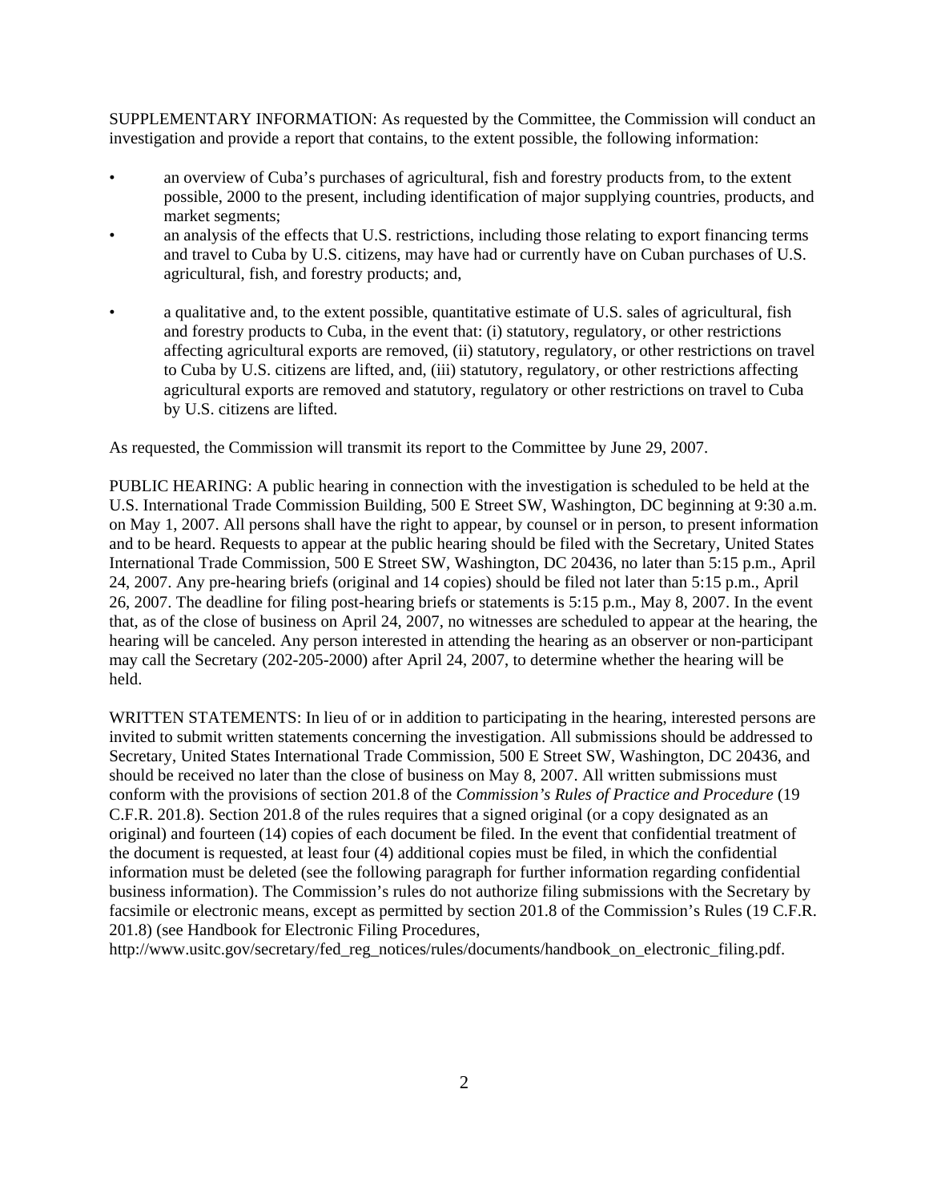SUPPLEMENTARY INFORMATION: As requested by the Committee, the Commission will conduct an investigation and provide a report that contains, to the extent possible, the following information:

- an overview of Cuba's purchases of agricultural, fish and forestry products from, to the extent possible, 2000 to the present, including identification of major supplying countries, products, and market segments;
- an analysis of the effects that U.S. restrictions, including those relating to export financing terms and travel to Cuba by U.S. citizens, may have had or currently have on Cuban purchases of U.S. agricultural, fish, and forestry products; and,
- a qualitative and, to the extent possible, quantitative estimate of U.S. sales of agricultural, fish and forestry products to Cuba, in the event that: (i) statutory, regulatory, or other restrictions affecting agricultural exports are removed, (ii) statutory, regulatory, or other restrictions on travel to Cuba by U.S. citizens are lifted, and, (iii) statutory, regulatory, or other restrictions affecting agricultural exports are removed and statutory, regulatory or other restrictions on travel to Cuba by U.S. citizens are lifted.

As requested, the Commission will transmit its report to the Committee by June 29, 2007.

PUBLIC HEARING: A public hearing in connection with the investigation is scheduled to be held at the U.S. International Trade Commission Building, 500 E Street SW, Washington, DC beginning at 9:30 a.m. on May 1, 2007. All persons shall have the right to appear, by counsel or in person, to present information and to be heard. Requests to appear at the public hearing should be filed with the Secretary, United States International Trade Commission, 500 E Street SW, Washington, DC 20436, no later than 5:15 p.m., April 24, 2007. Any pre-hearing briefs (original and 14 copies) should be filed not later than 5:15 p.m., April 26, 2007. The deadline for filing post-hearing briefs or statements is 5:15 p.m., May 8, 2007. In the event that, as of the close of business on April 24, 2007, no witnesses are scheduled to appear at the hearing, the hearing will be canceled. Any person interested in attending the hearing as an observer or non-participant may call the Secretary (202-205-2000) after April 24, 2007, to determine whether the hearing will be held.

WRITTEN STATEMENTS: In lieu of or in addition to participating in the hearing, interested persons are invited to submit written statements concerning the investigation. All submissions should be addressed to Secretary, United States International Trade Commission, 500 E Street SW, Washington, DC 20436, and should be received no later than the close of business on May 8, 2007. All written submissions must conform with the provisions of section 201.8 of the *Commission's Rules of Practice and Procedure* (19 C.F.R. 201.8). Section 201.8 of the rules requires that a signed original (or a copy designated as an original) and fourteen (14) copies of each document be filed. In the event that confidential treatment of the document is requested, at least four (4) additional copies must be filed, in which the confidential information must be deleted (see the following paragraph for further information regarding confidential business information). The Commission's rules do not authorize filing submissions with the Secretary by facsimile or electronic means, except as permitted by section 201.8 of the Commission's Rules (19 C.F.R. 201.8) (see Handbook for Electronic Filing Procedures, http://www.usitc.gov/secretary/fed_reg_notices/rules/documents/handbook_on_electronic_filing.pdf.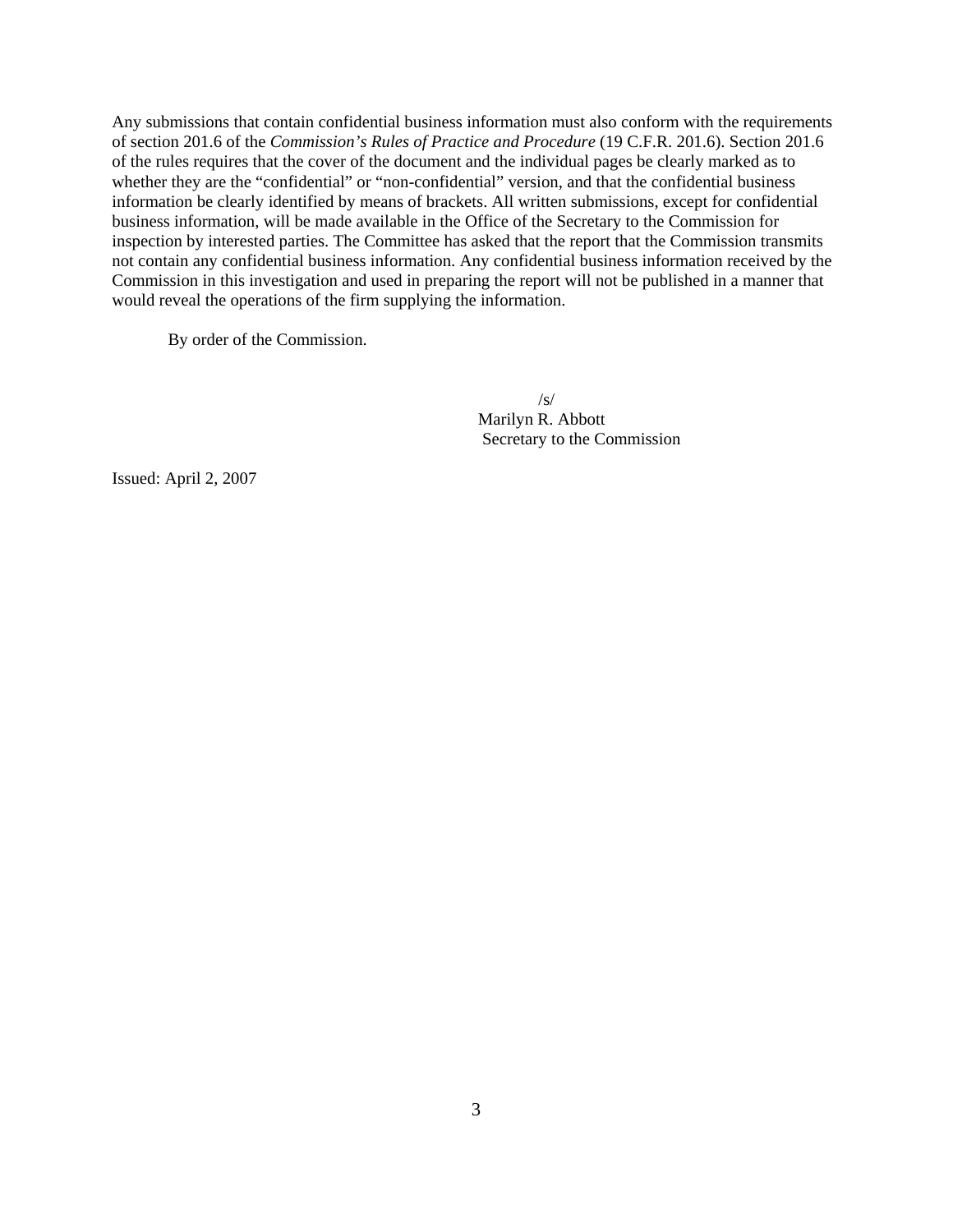Any submissions that contain confidential business information must also conform with the requirements of section 201.6 of the *Commission's Rules of Practice and Procedure* (19 C.F.R. 201.6). Section 201.6 of the rules requires that the cover of the document and the individual pages be clearly marked as to whether they are the "confidential" or "non-confidential" version, and that the confidential business information be clearly identified by means of brackets. All written submissions, except for confidential business information, will be made available in the Office of the Secretary to the Commission for inspection by interested parties. The Committee has asked that the report that the Commission transmits not contain any confidential business information. Any confidential business information received by the Commission in this investigation and used in preparing the report will not be published in a manner that would reveal the operations of the firm supplying the information.

By order of the Commission.

/s/
Marilyn R. Abbott
Secretary to the Commission

Issued: April 2, 2007